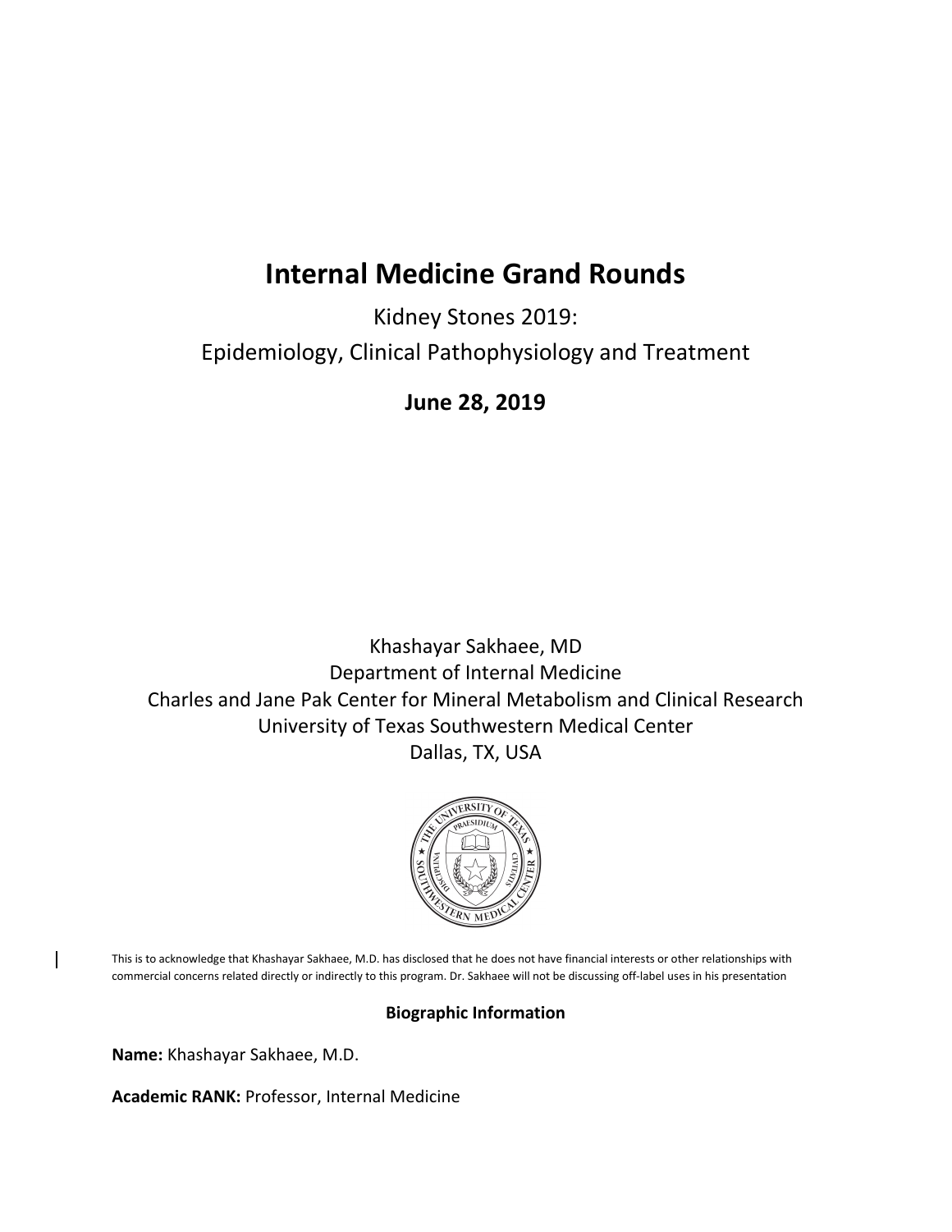# Internal Medicine Grand Rounds

Kidney Stones 2019:

Epidemiology, Clinical Pathophysiology and Treatment

**June 28, 2019**

Khashayar Sakhaee, MD
Department of Internal Medicine
Charles and Jane Pak Center for Mineral Metabolism and Clinical Research
University of Texas Southwestern Medical Center
Dallas, TX, USA

This is to acknowledge that Khashayar Sakhaee, M.D. has disclosed that he does not have financial interests or other relationships with commercial concerns related directly or indirectly to this program. Dr. Sakhaee will not be discussing off-label uses in his presentation

**Biographic Information**

**Name:** Khashayar Sakhaee, M.D.

**Academic RANK:** Professor, Internal Medicine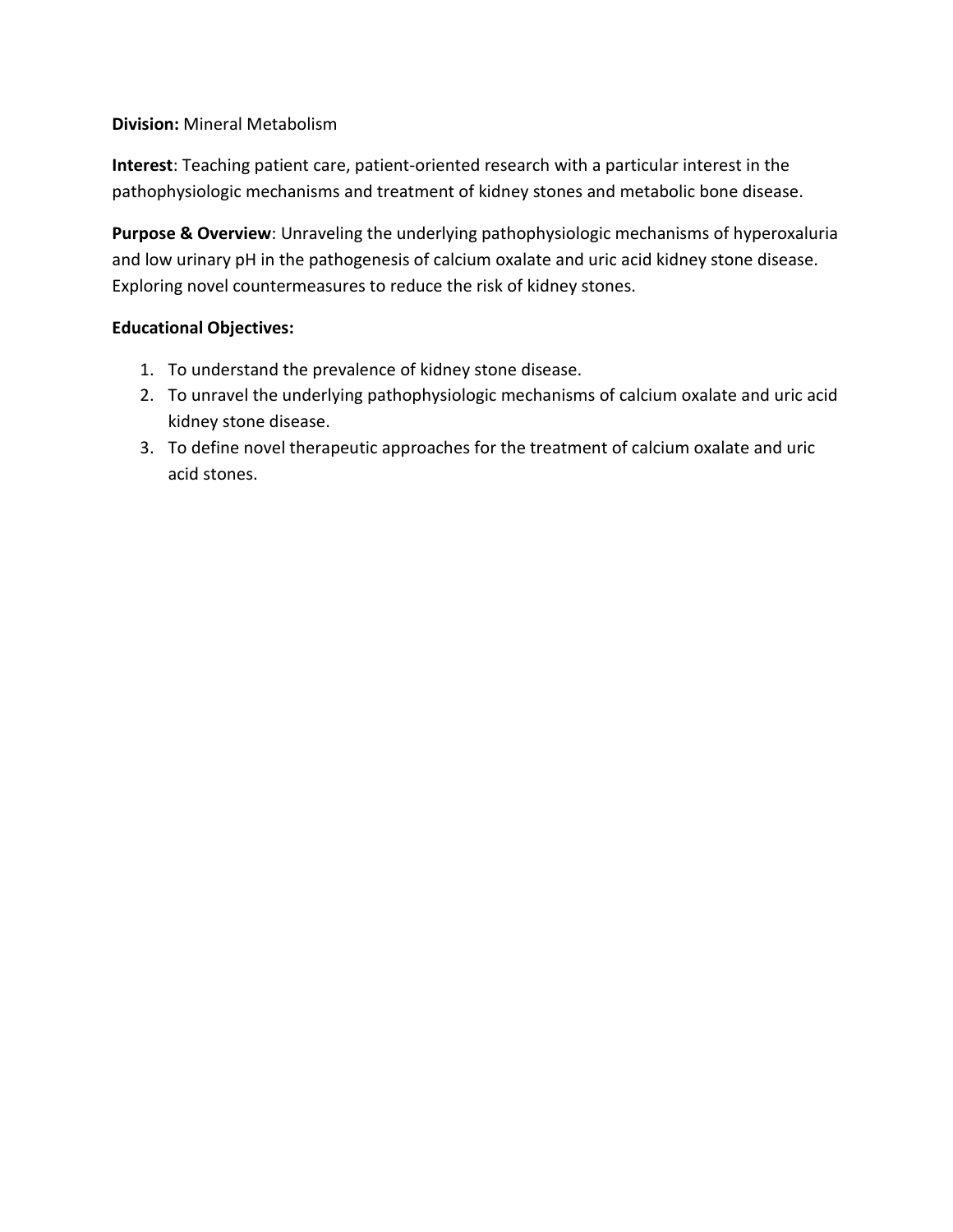**Division:** Mineral Metabolism

**Interest**: Teaching patient care, patient-oriented research with a particular interest in the pathophysiologic mechanisms and treatment of kidney stones and metabolic bone disease.

**Purpose & Overview**: Unraveling the underlying pathophysiologic mechanisms of hyperoxaluria and low urinary pH in the pathogenesis of calcium oxalate and uric acid kidney stone disease. Exploring novel countermeasures to reduce the risk of kidney stones.

**Educational Objectives:**

1. To understand the prevalence of kidney stone disease.
2. To unravel the underlying pathophysiologic mechanisms of calcium oxalate and uric acid kidney stone disease.
3. To define novel therapeutic approaches for the treatment of calcium oxalate and uric acid stones.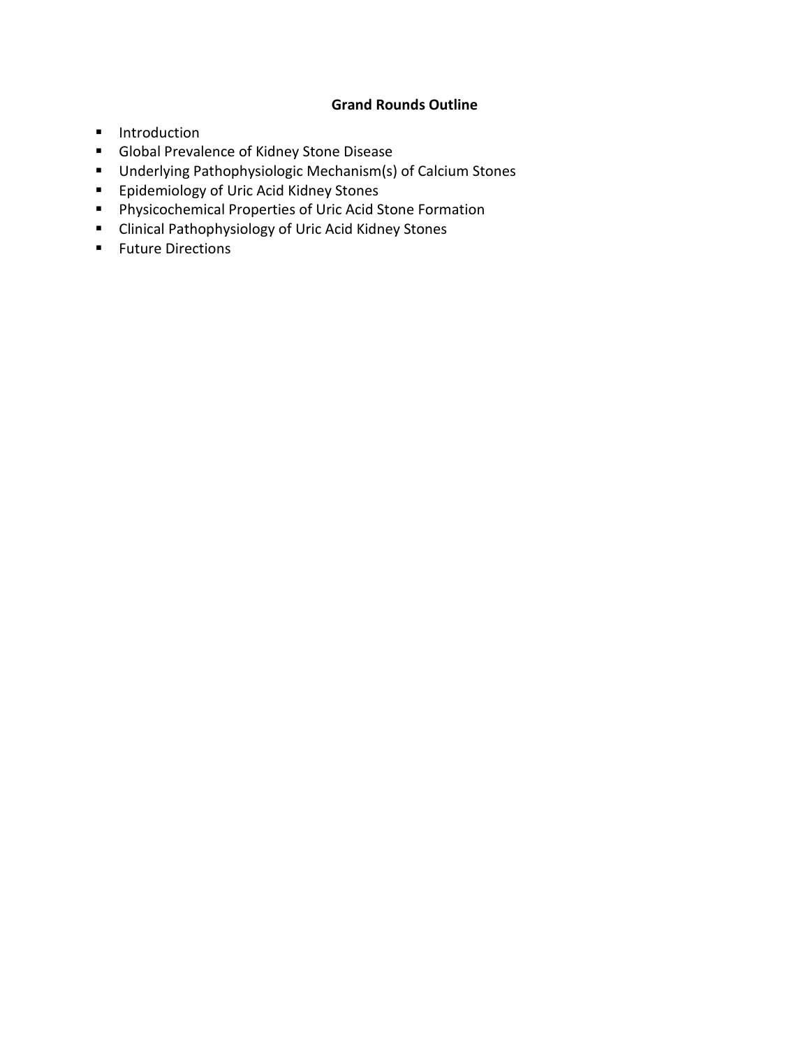**Grand Rounds Outline**

- Introduction
- Global Prevalence of Kidney Stone Disease
- Underlying Pathophysiologic Mechanism(s) of Calcium Stones
- Epidemiology of Uric Acid Kidney Stones
- Physicochemical Properties of Uric Acid Stone Formation
- Clinical Pathophysiology of Uric Acid Kidney Stones
- Future Directions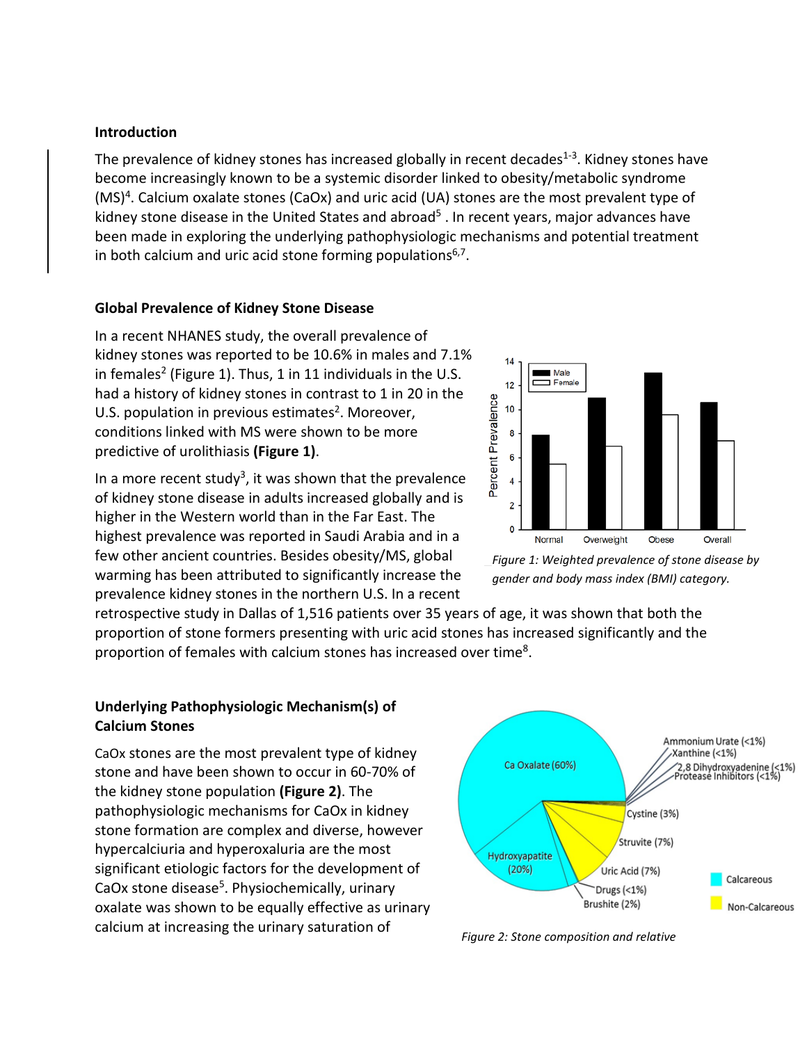### Introduction

The prevalence of kidney stones has increased globally in recent decades[1-3]. Kidney stones have become increasingly known to be a systemic disorder linked to obesity/metabolic syndrome (MS)[4]. Calcium oxalate stones (CaOx) and uric acid (UA) stones are the most prevalent type of kidney stone disease in the United States and abroad[5] . In recent years, major advances have been made in exploring the underlying pathophysiologic mechanisms and potential treatment in both calcium and uric acid stone forming populations[6,7].

### Global Prevalence of Kidney Stone Disease

In a recent NHANES study, the overall prevalence of kidney stones was reported to be 10.6% in males and 7.1% in females[2] (Figure 1). Thus, 1 in 11 individuals in the U.S. had a history of kidney stones in contrast to 1 in 20 in the U.S. population in previous estimates[2]. Moreover, conditions linked with MS were shown to be more predictive of urolithiasis **(Figure 1)**.

*Figure 1: Weighted prevalence of stone disease by gender and body mass index (BMI) category.*

In a more recent study[3], it was shown that the prevalence of kidney stone disease in adults increased globally and is higher in the Western world than in the Far East. The highest prevalence was reported in Saudi Arabia and in a few other ancient countries. Besides obesity/MS, global warming has been attributed to significantly increase the prevalence kidney stones in the northern U.S. In a recent retrospective study in Dallas of 1,516 patients over 35 years of age, it was shown that both the proportion of stone formers presenting with uric acid stones has increased significantly and the proportion of females with calcium stones has increased over time[8].

### Underlying Pathophysiologic Mechanism(s) of Calcium Stones

CaOx stones are the most prevalent type of kidney stone and have been shown to occur in 60-70% of the kidney stone population **(Figure 2)**. The pathophysiologic mechanisms for CaOx in kidney stone formation are complex and diverse, however hypercalciuria and hyperoxaluria are the most significant etiologic factors for the development of CaOx stone disease[5]. Physiochemically, urinary oxalate was shown to be equally effective as urinary calcium at increasing the urinary saturation of

*Figure 2: Stone composition and relative*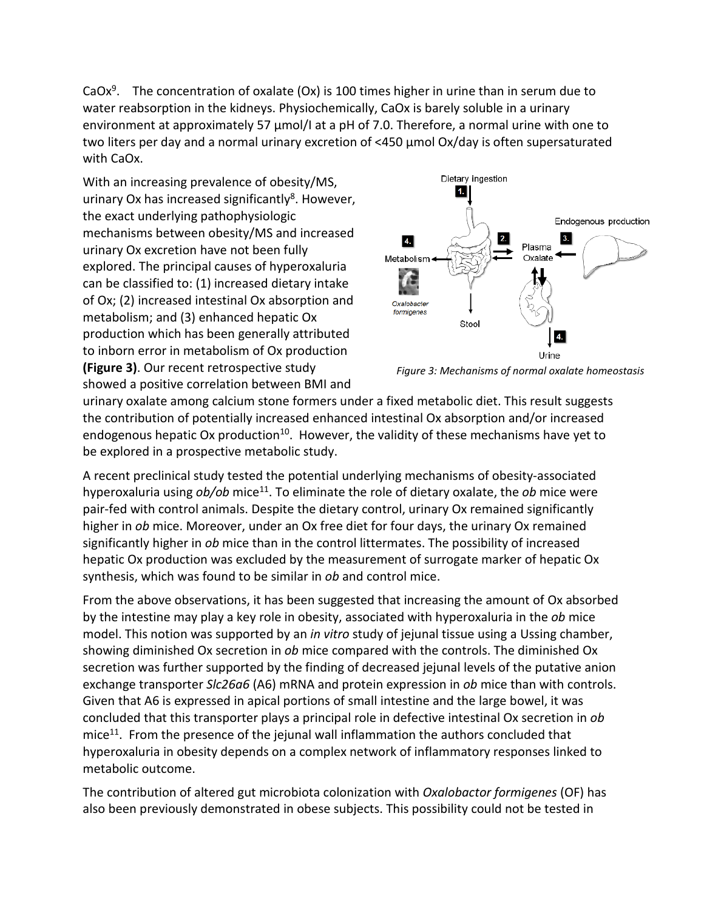CaOx[9]. The concentration of oxalate (Ox) is 100 times higher in urine than in serum due to water reabsorption in the kidneys. Physiochemically, CaOx is barely soluble in a urinary environment at approximately 57 µmol/l at a pH of 7.0. Therefore, a normal urine with one to two liters per day and a normal urinary excretion of <450 µmol Ox/day is often supersaturated with CaOx.

With an increasing prevalence of obesity/MS, urinary Ox has increased significantly[8]. However, the exact underlying pathophysiologic mechanisms between obesity/MS and increased urinary Ox excretion have not been fully explored. The principal causes of hyperoxaluria can be classified to: (1) increased dietary intake of Ox; (2) increased intestinal Ox absorption and metabolism; and (3) enhanced hepatic Ox production which has been generally attributed to inborn error in metabolism of Ox production **(Figure 3)**. Our recent retrospective study showed a positive correlation between BMI and urinary oxalate among calcium stone formers under a fixed metabolic diet. This result suggests the contribution of potentially increased enhanced intestinal Ox absorption and/or increased endogenous hepatic Ox production[10]. However, the validity of these mechanisms have yet to be explored in a prospective metabolic study.

*Figure 3: Mechanisms of normal oxalate homeostasis*

A recent preclinical study tested the potential underlying mechanisms of obesity-associated hyperoxaluria using *ob/ob* mice[11]. To eliminate the role of dietary oxalate, the *ob* mice were pair-fed with control animals. Despite the dietary control, urinary Ox remained significantly higher in *ob* mice. Moreover, under an Ox free diet for four days, the urinary Ox remained significantly higher in *ob* mice than in the control littermates. The possibility of increased hepatic Ox production was excluded by the measurement of surrogate marker of hepatic Ox synthesis, which was found to be similar in *ob* and control mice.

From the above observations, it has been suggested that increasing the amount of Ox absorbed by the intestine may play a key role in obesity, associated with hyperoxaluria in the *ob* mice model. This notion was supported by an *in vitro* study of jejunal tissue using a Ussing chamber, showing diminished Ox secretion in *ob* mice compared with the controls. The diminished Ox secretion was further supported by the finding of decreased jejunal levels of the putative anion exchange transporter *Slc26a6* (A6) mRNA and protein expression in *ob* mice than with controls. Given that A6 is expressed in apical portions of small intestine and the large bowel, it was concluded that this transporter plays a principal role in defective intestinal Ox secretion in *ob* mice[11]. From the presence of the jejunal wall inflammation the authors concluded that hyperoxaluria in obesity depends on a complex network of inflammatory responses linked to metabolic outcome.

The contribution of altered gut microbiota colonization with *Oxalobactor formigenes* (OF) has also been previously demonstrated in obese subjects. This possibility could not be tested in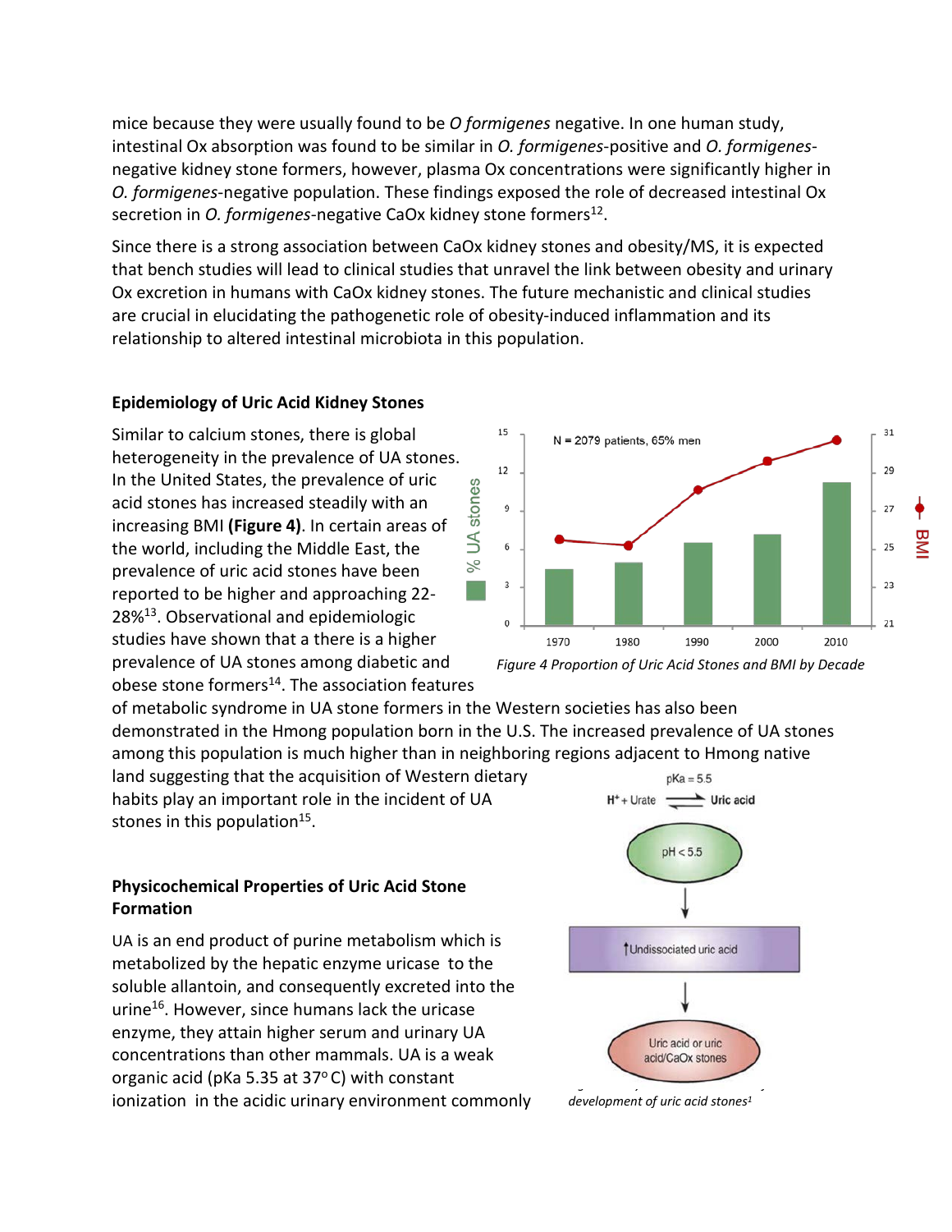mice because they were usually found to be *O formigenes* negative. In one human study, intestinal Ox absorption was found to be similar in *O. formigenes*-positive and *O. formigenes*-negative kidney stone formers, however, plasma Ox concentrations were significantly higher in *O. formigenes*-negative population. These findings exposed the role of decreased intestinal Ox secretion in *O. formigenes*-negative CaOx kidney stone formers[12].

Since there is a strong association between CaOx kidney stones and obesity/MS, it is expected that bench studies will lead to clinical studies that unravel the link between obesity and urinary Ox excretion in humans with CaOx kidney stones. The future mechanistic and clinical studies are crucial in elucidating the pathogenetic role of obesity-induced inflammation and its relationship to altered intestinal microbiota in this population.

### Epidemiology of Uric Acid Kidney Stones

Similar to calcium stones, there is global heterogeneity in the prevalence of UA stones. In the United States, the prevalence of uric acid stones has increased steadily with an increasing BMI **(Figure 4)**. In certain areas of the world, including the Middle East, the prevalence of uric acid stones have been reported to be higher and approaching 22-28%[13]. Observational and epidemiologic studies have shown that a there is a higher prevalence of UA stones among diabetic and obese stone formers[14]. The association features of metabolic syndrome in UA stone formers in the Western societies has also been demonstrated in the Hmong population born in the U.S. The increased prevalence of UA stones among this population is much higher than in neighboring regions adjacent to Hmong native land suggesting that the acquisition of Western dietary habits play an important role in the incident of UA stones in this population[15].

*Figure 4 Proportion of Uric Acid Stones and BMI by Decade*

### Physicochemical Properties of Uric Acid Stone Formation

UA is an end product of purine metabolism which is metabolized by the hepatic enzyme uricase to the soluble allantoin, and consequently excreted into the urine[16]. However, since humans lack the uricase enzyme, they attain higher serum and urinary UA concentrations than other mammals. UA is a weak organic acid (pKa 5.35 at 37° C) with constant ionization in the acidic urinary environment commonly

*development of uric acid stones[1]*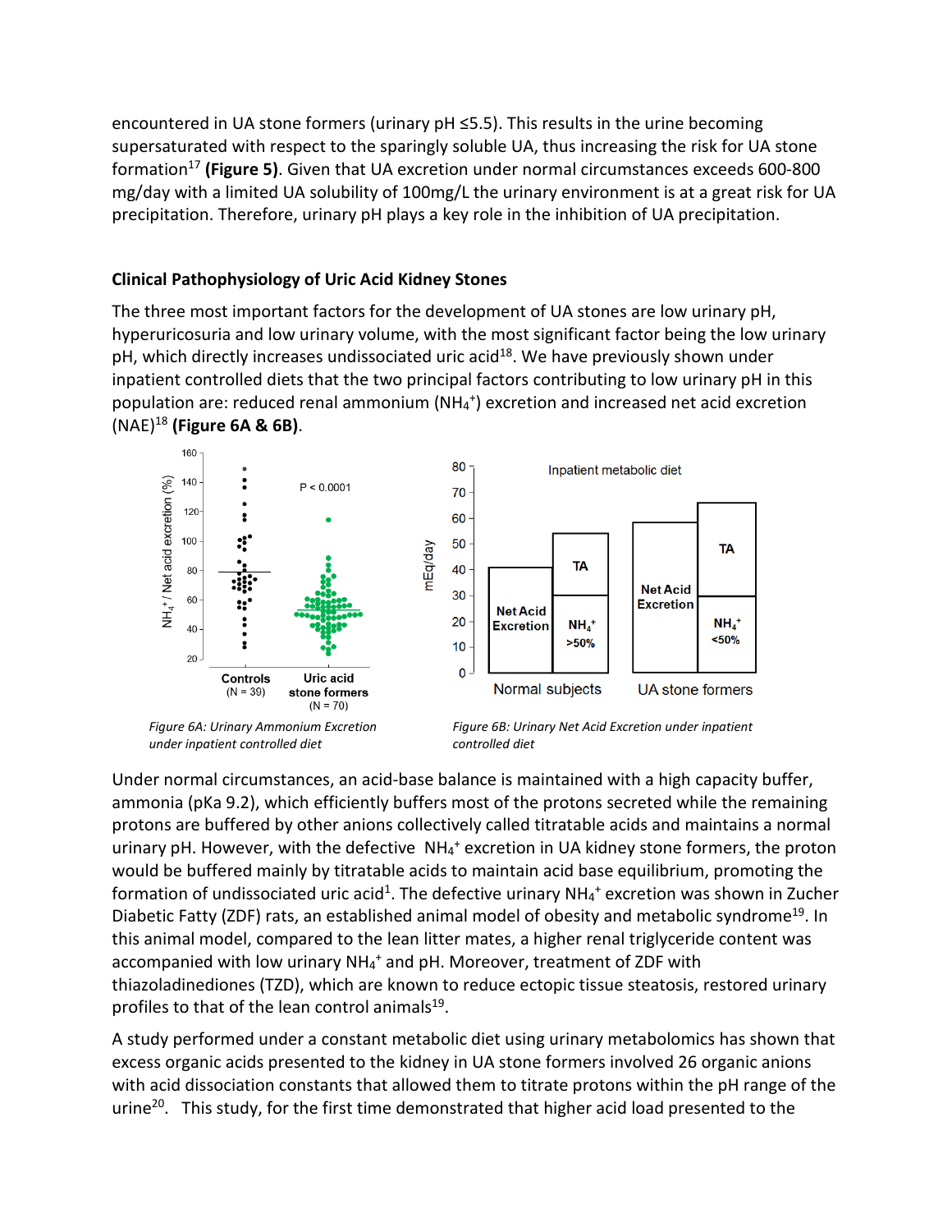encountered in UA stone formers (urinary pH ≤5.5). This results in the urine becoming supersaturated with respect to the sparingly soluble UA, thus increasing the risk for UA stone formation[17] **(Figure 5)**. Given that UA excretion under normal circumstances exceeds 600-800 mg/day with a limited UA solubility of 100mg/L the urinary environment is at a great risk for UA precipitation. Therefore, urinary pH plays a key role in the inhibition of UA precipitation.

### Clinical Pathophysiology of Uric Acid Kidney Stones

The three most important factors for the development of UA stones are low urinary pH, hyperuricosuria and low urinary volume, with the most significant factor being the low urinary pH, which directly increases undissociated uric acid[18]. We have previously shown under inpatient controlled diets that the two principal factors contributing to low urinary pH in this population are: reduced renal ammonium ($NH_4^+$) excretion and increased net acid excretion (NAE)[18] **(Figure 6A & 6B)**.

*Figure 6A: Urinary Ammonium Excretion under inpatient controlled diet*

*Figure 6B: Urinary Net Acid Excretion under inpatient controlled diet*

Under normal circumstances, an acid-base balance is maintained with a high capacity buffer, ammonia (pKa 9.2), which efficiently buffers most of the protons secreted while the remaining protons are buffered by other anions collectively called titratable acids and maintains a normal urinary pH. However, with the defective $NH_4^+$ excretion in UA kidney stone formers, the proton would be buffered mainly by titratable acids to maintain acid base equilibrium, promoting the formation of undissociated uric acid[1]. The defective urinary $NH_4^+$ excretion was shown in Zucher Diabetic Fatty (ZDF) rats, an established animal model of obesity and metabolic syndrome[19]. In this animal model, compared to the lean litter mates, a higher renal triglyceride content was accompanied with low urinary $NH_4^+$ and pH. Moreover, treatment of ZDF with thiazoladinediones (TZD), which are known to reduce ectopic tissue steatosis, restored urinary profiles to that of the lean control animals[19].

A study performed under a constant metabolic diet using urinary metabolomics has shown that excess organic acids presented to the kidney in UA stone formers involved 26 organic anions with acid dissociation constants that allowed them to titrate protons within the pH range of the urine[20]. This study, for the first time demonstrated that higher acid load presented to the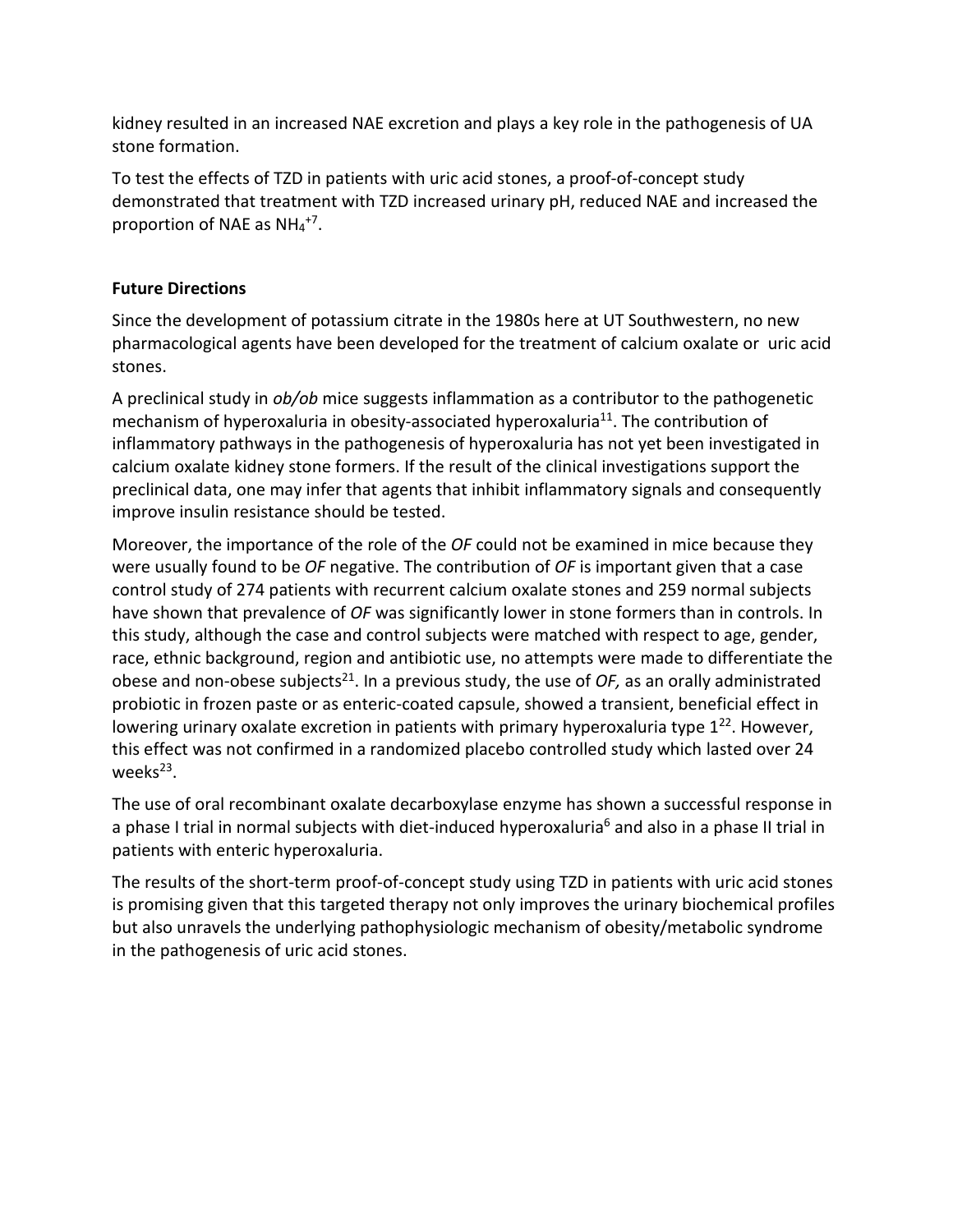kidney resulted in an increased NAE excretion and plays a key role in the pathogenesis of UA stone formation.

To test the effects of TZD in patients with uric acid stones, a proof-of-concept study demonstrated that treatment with TZD increased urinary pH, reduced NAE and increased the proportion of NAE as $NH_4^+$[7].

**Future Directions**

Since the development of potassium citrate in the 1980s here at UT Southwestern, no new pharmacological agents have been developed for the treatment of calcium oxalate or uric acid stones.

A preclinical study in *ob/ob* mice suggests inflammation as a contributor to the pathogenetic mechanism of hyperoxaluria in obesity-associated hyperoxaluria[11]. The contribution of inflammatory pathways in the pathogenesis of hyperoxaluria has not yet been investigated in calcium oxalate kidney stone formers. If the result of the clinical investigations support the preclinical data, one may infer that agents that inhibit inflammatory signals and consequently improve insulin resistance should be tested.

Moreover, the importance of the role of the *OF* could not be examined in mice because they were usually found to be *OF* negative. The contribution of *OF* is important given that a case control study of 274 patients with recurrent calcium oxalate stones and 259 normal subjects have shown that prevalence of *OF* was significantly lower in stone formers than in controls. In this study, although the case and control subjects were matched with respect to age, gender, race, ethnic background, region and antibiotic use, no attempts were made to differentiate the obese and non-obese subjects[21]. In a previous study, the use of *OF,* as an orally administrated probiotic in frozen paste or as enteric-coated capsule, showed a transient, beneficial effect in lowering urinary oxalate excretion in patients with primary hyperoxaluria type 1[22]. However, this effect was not confirmed in a randomized placebo controlled study which lasted over 24 weeks[23].

The use of oral recombinant oxalate decarboxylase enzyme has shown a successful response in a phase I trial in normal subjects with diet-induced hyperoxaluria[6] and also in a phase II trial in patients with enteric hyperoxaluria.

The results of the short-term proof-of-concept study using TZD in patients with uric acid stones is promising given that this targeted therapy not only improves the urinary biochemical profiles but also unravels the underlying pathophysiologic mechanism of obesity/metabolic syndrome in the pathogenesis of uric acid stones.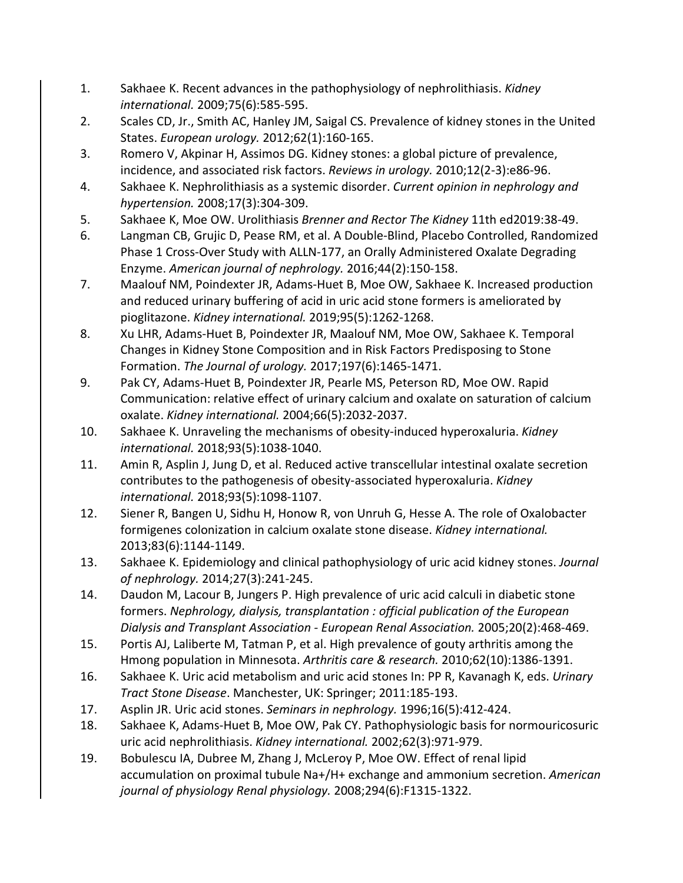1. Sakhaee K. Recent advances in the pathophysiology of nephrolithiasis. *Kidney international.* 2009;75(6):585-595.
2. Scales CD, Jr., Smith AC, Hanley JM, Saigal CS. Prevalence of kidney stones in the United States. *European urology.* 2012;62(1):160-165.
3. Romero V, Akpinar H, Assimos DG. Kidney stones: a global picture of prevalence, incidence, and associated risk factors. *Reviews in urology.* 2010;12(2-3):e86-96.
4. Sakhaee K. Nephrolithiasis as a systemic disorder. *Current opinion in nephrology and hypertension.* 2008;17(3):304-309.
5. Sakhaee K, Moe OW. Urolithiasis *Brenner and Rector The Kidney* 11th ed2019:38-49.
6. Langman CB, Grujic D, Pease RM, et al. A Double-Blind, Placebo Controlled, Randomized Phase 1 Cross-Over Study with ALLN-177, an Orally Administered Oxalate Degrading Enzyme. *American journal of nephrology.* 2016;44(2):150-158.
7. Maalouf NM, Poindexter JR, Adams-Huet B, Moe OW, Sakhaee K. Increased production and reduced urinary buffering of acid in uric acid stone formers is ameliorated by pioglitazone. *Kidney international.* 2019;95(5):1262-1268.
8. Xu LHR, Adams-Huet B, Poindexter JR, Maalouf NM, Moe OW, Sakhaee K. Temporal Changes in Kidney Stone Composition and in Risk Factors Predisposing to Stone Formation. *The Journal of urology.* 2017;197(6):1465-1471.
9. Pak CY, Adams-Huet B, Poindexter JR, Pearle MS, Peterson RD, Moe OW. Rapid Communication: relative effect of urinary calcium and oxalate on saturation of calcium oxalate. *Kidney international.* 2004;66(5):2032-2037.
10. Sakhaee K. Unraveling the mechanisms of obesity-induced hyperoxaluria. *Kidney international.* 2018;93(5):1038-1040.
11. Amin R, Asplin J, Jung D, et al. Reduced active transcellular intestinal oxalate secretion contributes to the pathogenesis of obesity-associated hyperoxaluria. *Kidney international.* 2018;93(5):1098-1107.
12. Siener R, Bangen U, Sidhu H, Honow R, von Unruh G, Hesse A. The role of Oxalobacter formigenes colonization in calcium oxalate stone disease. *Kidney international.* 2013;83(6):1144-1149.
13. Sakhaee K. Epidemiology and clinical pathophysiology of uric acid kidney stones. *Journal of nephrology.* 2014;27(3):241-245.
14. Daudon M, Lacour B, Jungers P. High prevalence of uric acid calculi in diabetic stone formers. *Nephrology, dialysis, transplantation : official publication of the European Dialysis and Transplant Association - European Renal Association.* 2005;20(2):468-469.
15. Portis AJ, Laliberte M, Tatman P, et al. High prevalence of gouty arthritis among the Hmong population in Minnesota. *Arthritis care & research.* 2010;62(10):1386-1391.
16. Sakhaee K. Uric acid metabolism and uric acid stones In: PP R, Kavanagh K, eds. *Urinary Tract Stone Disease*. Manchester, UK: Springer; 2011:185-193.
17. Asplin JR. Uric acid stones. *Seminars in nephrology.* 1996;16(5):412-424.
18. Sakhaee K, Adams-Huet B, Moe OW, Pak CY. Pathophysiologic basis for normouricosuric uric acid nephrolithiasis. *Kidney international.* 2002;62(3):971-979.
19. Bobulescu IA, Dubree M, Zhang J, McLeroy P, Moe OW. Effect of renal lipid accumulation on proximal tubule Na+/H+ exchange and ammonium secretion. *American journal of physiology Renal physiology.* 2008;294(6):F1315-1322.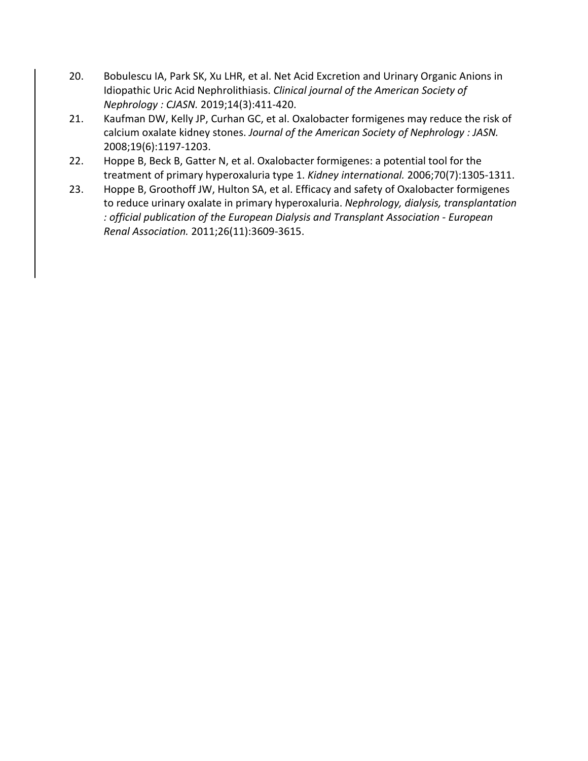20. Bobulescu IA, Park SK, Xu LHR, et al. Net Acid Excretion and Urinary Organic Anions in Idiopathic Uric Acid Nephrolithiasis. *Clinical journal of the American Society of Nephrology : CJASN.* 2019;14(3):411-420.
21. Kaufman DW, Kelly JP, Curhan GC, et al. Oxalobacter formigenes may reduce the risk of calcium oxalate kidney stones. *Journal of the American Society of Nephrology : JASN.* 2008;19(6):1197-1203.
22. Hoppe B, Beck B, Gatter N, et al. Oxalobacter formigenes: a potential tool for the treatment of primary hyperoxaluria type 1. *Kidney international.* 2006;70(7):1305-1311.
23. Hoppe B, Groothoff JW, Hulton SA, et al. Efficacy and safety of Oxalobacter formigenes to reduce urinary oxalate in primary hyperoxaluria. *Nephrology, dialysis, transplantation : official publication of the European Dialysis and Transplant Association - European Renal Association.* 2011;26(11):3609-3615.